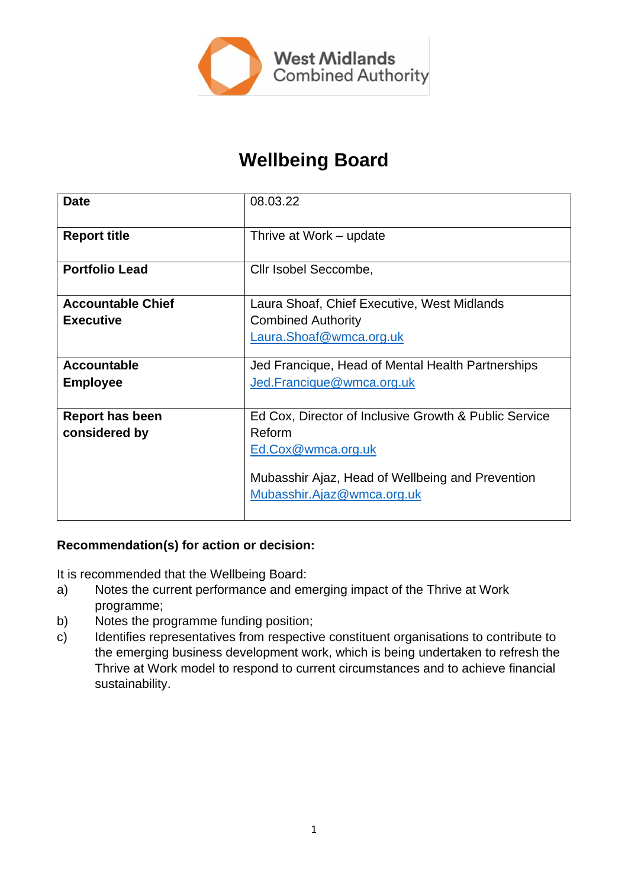West Midlands Combined Authority

# Wellbeing Board

| | |
|---|---|
| **Date** | 08.03.22 |
| **Report title** | Thrive at Work – update |
| **Portfolio Lead** | Cllr Isobel Seccombe, |
| **Accountable Chief Executive** | Laura Shoaf, Chief Executive, West Midlands Combined Authority<br>Laura.Shoaf@wmca.org.uk |
| **Accountable Employee** | Jed Francique, Head of Mental Health Partnerships<br>Jed.Francique@wmca.org.uk |
| **Report has been considered by** | Ed Cox, Director of Inclusive Growth & Public Service Reform<br>Ed.Cox@wmca.org.uk<br><br>Mubasshir Ajaz, Head of Wellbeing and Prevention<br>Mubasshir.Ajaz@wmca.org.uk |

**Recommendation(s) for action or decision:**

It is recommended that the Wellbeing Board:

a) Notes the current performance and emerging impact of the Thrive at Work programme;

b) Notes the programme funding position;

c) Identifies representatives from respective constituent organisations to contribute to the emerging business development work, which is being undertaken to refresh the Thrive at Work model to respond to current circumstances and to achieve financial sustainability.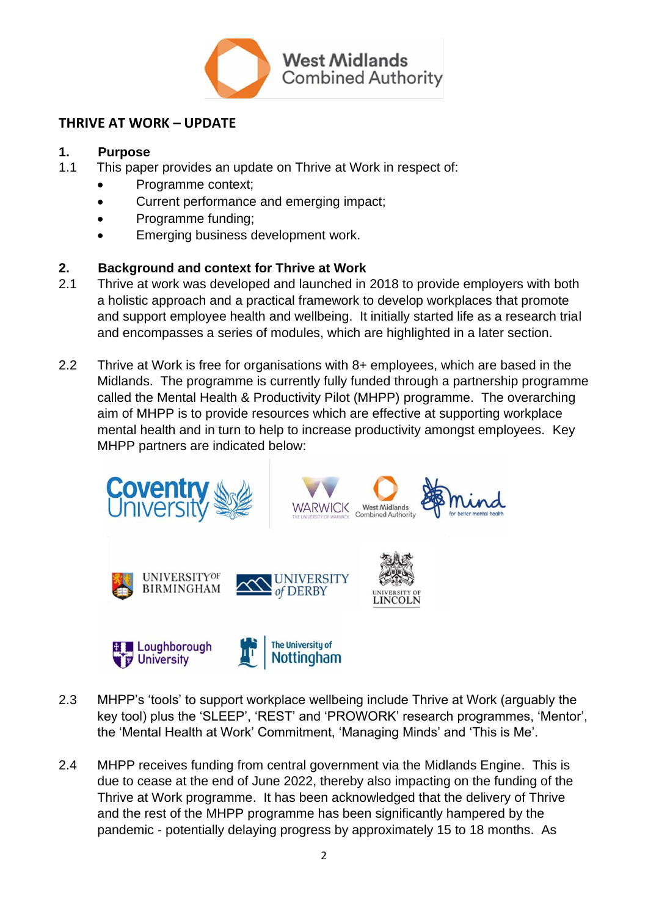## THRIVE AT WORK – UPDATE

### 1. Purpose

1.1 This paper provides an update on Thrive at Work in respect of:

- Programme context;
- Current performance and emerging impact;
- Programme funding;
- Emerging business development work.

### 2. Background and context for Thrive at Work

2.1 Thrive at work was developed and launched in 2018 to provide employers with both a holistic approach and a practical framework to develop workplaces that promote and support employee health and wellbeing. It initially started life as a research trial and encompasses a series of modules, which are highlighted in a later section.

2.2 Thrive at Work is free for organisations with 8+ employees, which are based in the Midlands. The programme is currently fully funded through a partnership programme called the Mental Health & Productivity Pilot (MHPP) programme. The overarching aim of MHPP is to provide resources which are effective at supporting workplace mental health and in turn to help to increase productivity amongst employees. Key MHPP partners are indicated below:

2.3 MHPP's 'tools' to support workplace wellbeing include Thrive at Work (arguably the key tool) plus the 'SLEEP', 'REST' and 'PROWORK' research programmes, 'Mentor', the 'Mental Health at Work' Commitment, 'Managing Minds' and 'This is Me'.

2.4 MHPP receives funding from central government via the Midlands Engine. This is due to cease at the end of June 2022, thereby also impacting on the funding of the Thrive at Work programme. It has been acknowledged that the delivery of Thrive and the rest of the MHPP programme has been significantly hampered by the pandemic - potentially delaying progress by approximately 15 to 18 months. As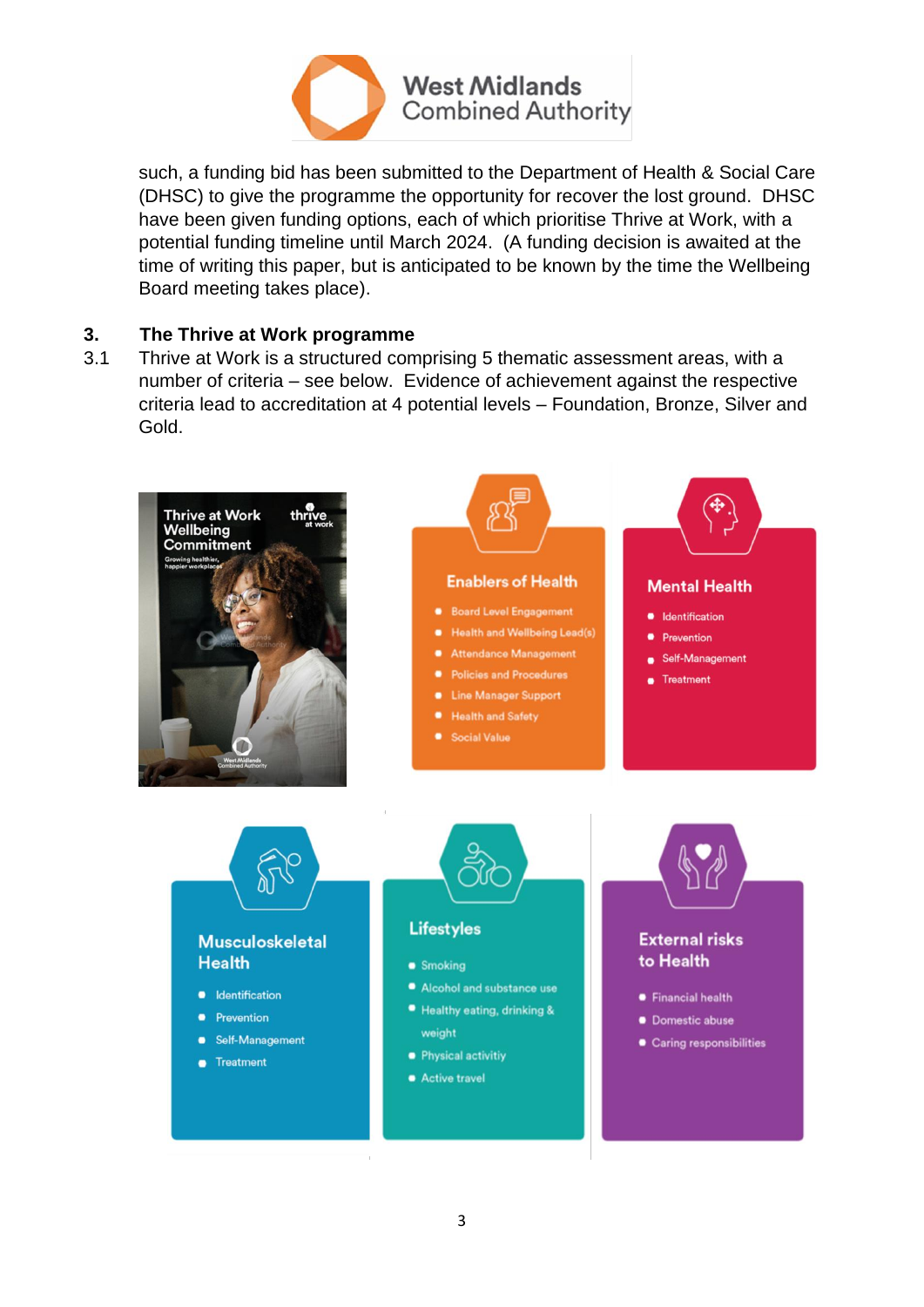such, a funding bid has been submitted to the Department of Health & Social Care (DHSC) to give the programme the opportunity for recover the lost ground. DHSC have been given funding options, each of which prioritise Thrive at Work, with a potential funding timeline until March 2024. (A funding decision is awaited at the time of writing this paper, but is anticipated to be known by the time the Wellbeing Board meeting takes place).

## 3. The Thrive at Work programme

3.1 Thrive at Work is a structured comprising 5 thematic assessment areas, with a number of criteria – see below. Evidence of achievement against the respective criteria lead to accreditation at 4 potential levels – Foundation, Bronze, Silver and Gold.

Thrive at Work Wellbeing Commitment

Growing healthier, happier workplaces

**Enablers of Health**

- Board Level Engagement
- Health and Wellbeing Lead(s)
- Attendance Management
- Policies and Procedures
- Line Manager Support
- Health and Safety
- Social Value

**Mental Health**

- Identification
- Prevention
- Self-Management
- Treatment

**Musculoskeletal Health**

- Identification
- Prevention
- Self-Management
- Treatment

**Lifestyles**

- Smoking
- Alcohol and substance use
- Healthy eating, drinking & weight
- Physical activitiy
- Active travel

**External risks to Health**

- Financial health
- Domestic abuse
- Caring responsibilities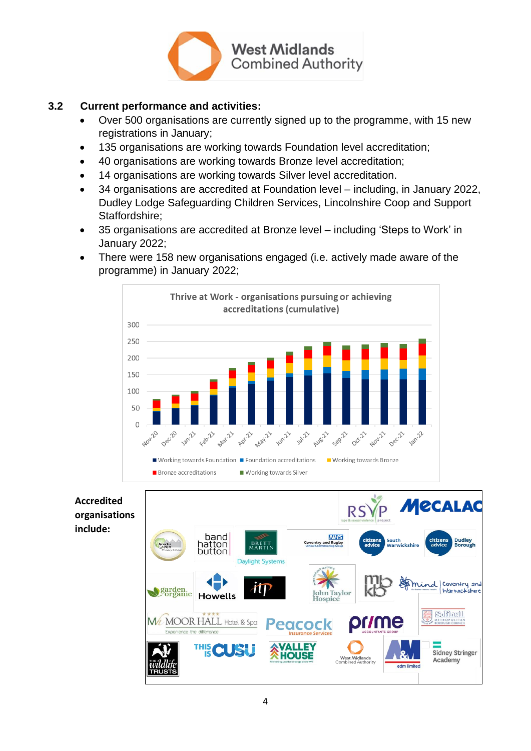### 3.2 Current performance and activities:

- Over 500 organisations are currently signed up to the programme, with 15 new registrations in January;
- 135 organisations are working towards Foundation level accreditation;
- 40 organisations are working towards Bronze level accreditation;
- 14 organisations are working towards Silver level accreditation.
- 34 organisations are accredited at Foundation level – including, in January 2022, Dudley Lodge Safeguarding Children Services, Lincolnshire Coop and Support Staffordshire;
- 35 organisations are accredited at Bronze level – including 'Steps to Work' in January 2022;
- There were 158 new organisations engaged (i.e. actively made aware of the programme) in January 2022;

Thrive at Work - organisations pursuing or achieving accreditations (cumulative)

300
250
200
150
100
50
0

Nov-20, Dec-20, Jan-21, Feb-21, Mar-21, Apr-21, May-21, Jun-21, Jul-21, Aug-21, Sep-21, Oct-21, Nov-21, Dec-21, Jan-22

Working towards Foundation, Foundation accreditations, Working towards Bronze, Bronze accreditations, Working towards Silver

**Accredited organisations include:**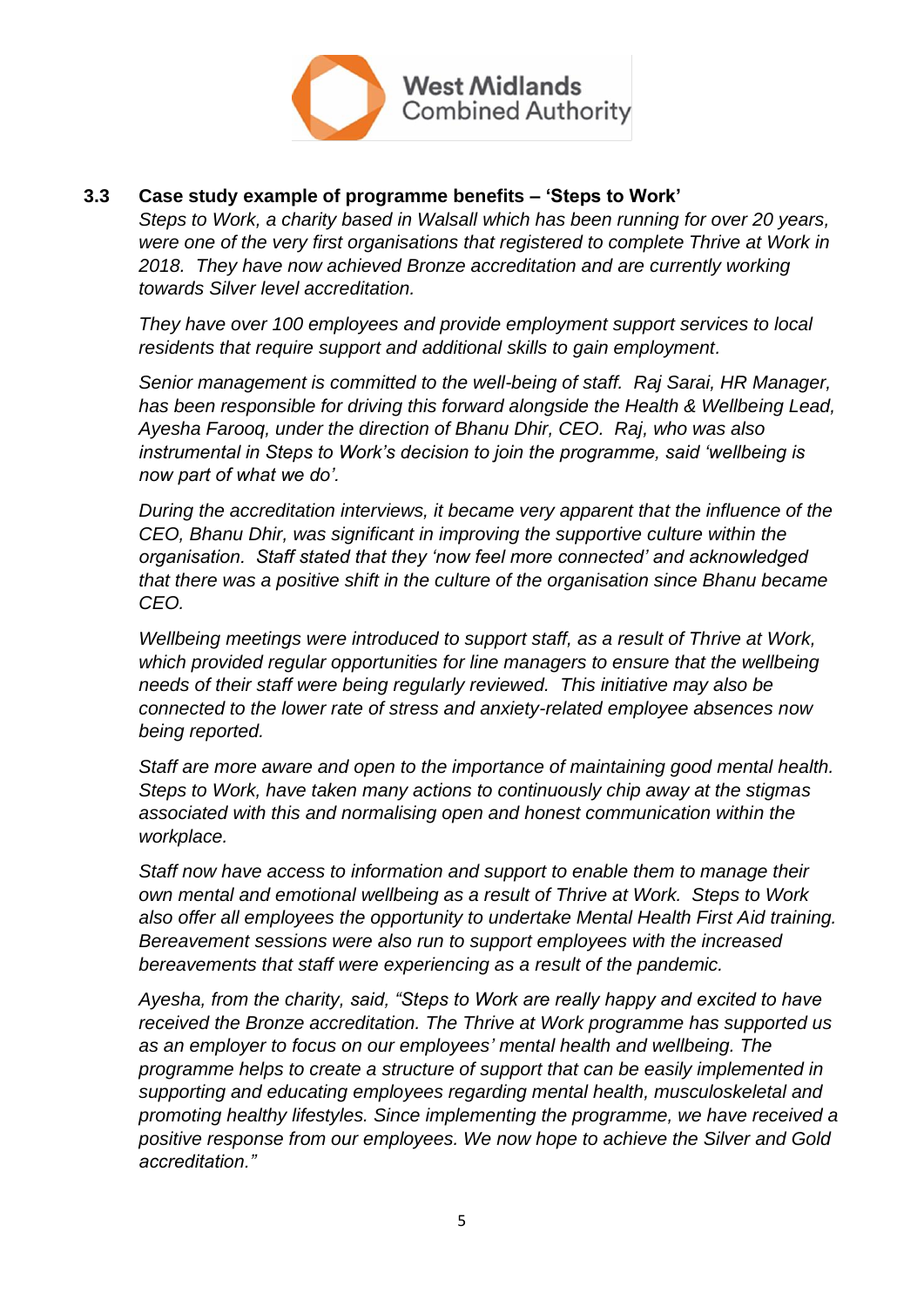### 3.3 Case study example of programme benefits – 'Steps to Work'

*Steps to Work, a charity based in Walsall which has been running for over 20 years, were one of the very first organisations that registered to complete Thrive at Work in 2018. They have now achieved Bronze accreditation and are currently working towards Silver level accreditation.*

*They have over 100 employees and provide employment support services to local residents that require support and additional skills to gain employment.*

*Senior management is committed to the well-being of staff. Raj Sarai, HR Manager, has been responsible for driving this forward alongside the Health & Wellbeing Lead, Ayesha Farooq, under the direction of Bhanu Dhir, CEO. Raj, who was also instrumental in Steps to Work's decision to join the programme, said 'wellbeing is now part of what we do'.*

*During the accreditation interviews, it became very apparent that the influence of the CEO, Bhanu Dhir, was significant in improving the supportive culture within the organisation. Staff stated that they 'now feel more connected' and acknowledged that there was a positive shift in the culture of the organisation since Bhanu became CEO.*

*Wellbeing meetings were introduced to support staff, as a result of Thrive at Work, which provided regular opportunities for line managers to ensure that the wellbeing needs of their staff were being regularly reviewed. This initiative may also be connected to the lower rate of stress and anxiety-related employee absences now being reported.*

*Staff are more aware and open to the importance of maintaining good mental health. Steps to Work, have taken many actions to continuously chip away at the stigmas associated with this and normalising open and honest communication within the workplace.*

*Staff now have access to information and support to enable them to manage their own mental and emotional wellbeing as a result of Thrive at Work. Steps to Work also offer all employees the opportunity to undertake Mental Health First Aid training. Bereavement sessions were also run to support employees with the increased bereavements that staff were experiencing as a result of the pandemic.*

*Ayesha, from the charity, said, "Steps to Work are really happy and excited to have received the Bronze accreditation. The Thrive at Work programme has supported us as an employer to focus on our employees' mental health and wellbeing. The programme helps to create a structure of support that can be easily implemented in supporting and educating employees regarding mental health, musculoskeletal and promoting healthy lifestyles. Since implementing the programme, we have received a positive response from our employees. We now hope to achieve the Silver and Gold accreditation."*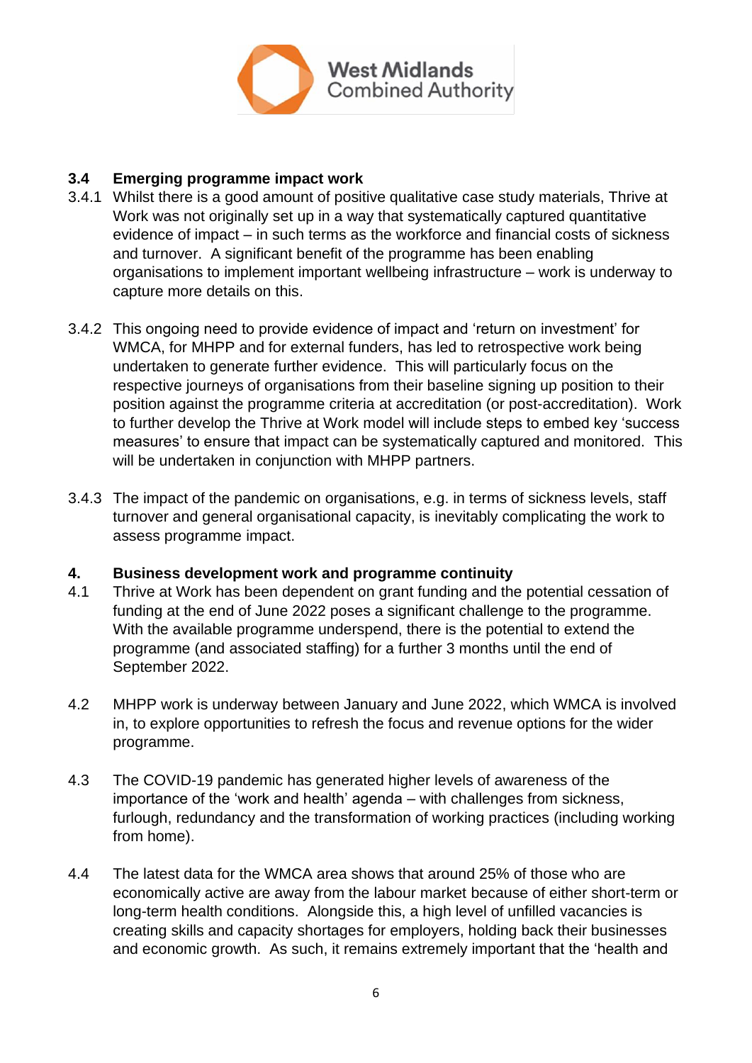### 3.4 Emerging programme impact work

3.4.1 Whilst there is a good amount of positive qualitative case study materials, Thrive at Work was not originally set up in a way that systematically captured quantitative evidence of impact – in such terms as the workforce and financial costs of sickness and turnover. A significant benefit of the programme has been enabling organisations to implement important wellbeing infrastructure – work is underway to capture more details on this.

3.4.2 This ongoing need to provide evidence of impact and 'return on investment' for WMCA, for MHPP and for external funders, has led to retrospective work being undertaken to generate further evidence. This will particularly focus on the respective journeys of organisations from their baseline signing up position to their position against the programme criteria at accreditation (or post-accreditation). Work to further develop the Thrive at Work model will include steps to embed key 'success measures' to ensure that impact can be systematically captured and monitored. This will be undertaken in conjunction with MHPP partners.

3.4.3 The impact of the pandemic on organisations, e.g. in terms of sickness levels, staff turnover and general organisational capacity, is inevitably complicating the work to assess programme impact.

## 4. Business development work and programme continuity

4.1 Thrive at Work has been dependent on grant funding and the potential cessation of funding at the end of June 2022 poses a significant challenge to the programme. With the available programme underspend, there is the potential to extend the programme (and associated staffing) for a further 3 months until the end of September 2022.

4.2 MHPP work is underway between January and June 2022, which WMCA is involved in, to explore opportunities to refresh the focus and revenue options for the wider programme.

4.3 The COVID-19 pandemic has generated higher levels of awareness of the importance of the 'work and health' agenda – with challenges from sickness, furlough, redundancy and the transformation of working practices (including working from home).

4.4 The latest data for the WMCA area shows that around 25% of those who are economically active are away from the labour market because of either short-term or long-term health conditions. Alongside this, a high level of unfilled vacancies is creating skills and capacity shortages for employers, holding back their businesses and economic growth. As such, it remains extremely important that the 'health and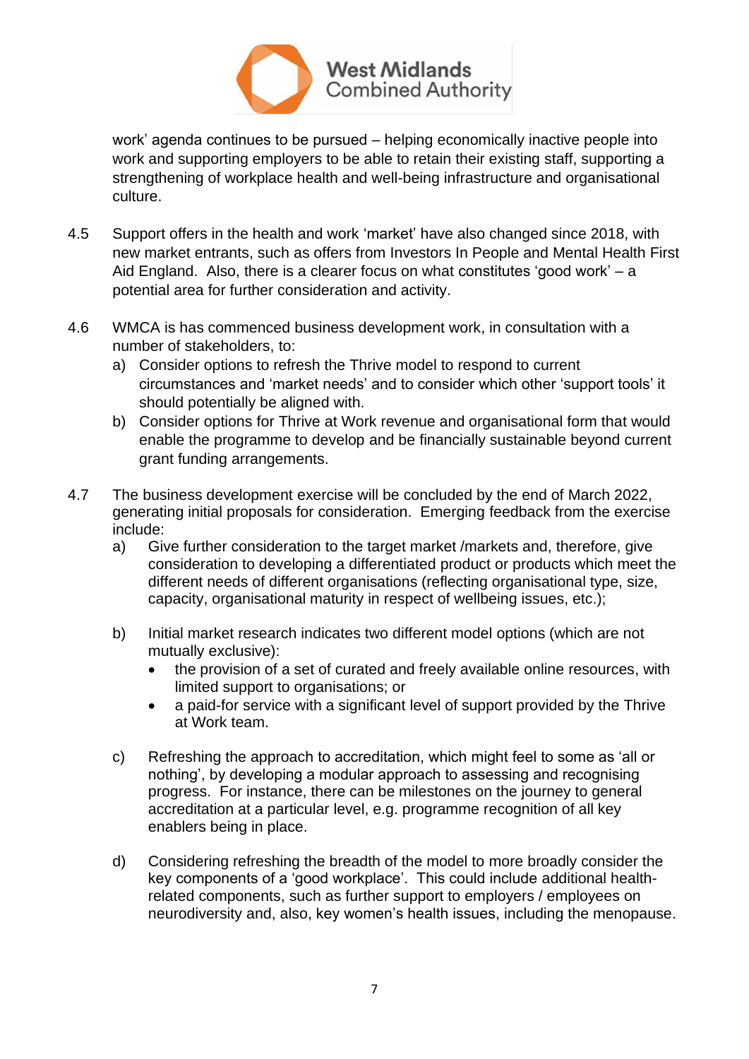work' agenda continues to be pursued – helping economically inactive people into work and supporting employers to be able to retain their existing staff, supporting a strengthening of workplace health and well-being infrastructure and organisational culture.

4.5 Support offers in the health and work 'market' have also changed since 2018, with new market entrants, such as offers from Investors In People and Mental Health First Aid England. Also, there is a clearer focus on what constitutes 'good work' – a potential area for further consideration and activity.

4.6 WMCA is has commenced business development work, in consultation with a number of stakeholders, to:

a) Consider options to refresh the Thrive model to respond to current circumstances and 'market needs' and to consider which other 'support tools' it should potentially be aligned with.
b) Consider options for Thrive at Work revenue and organisational form that would enable the programme to develop and be financially sustainable beyond current grant funding arrangements.

4.7 The business development exercise will be concluded by the end of March 2022, generating initial proposals for consideration. Emerging feedback from the exercise include:

a) Give further consideration to the target market /markets and, therefore, give consideration to developing a differentiated product or products which meet the different needs of different organisations (reflecting organisational type, size, capacity, organisational maturity in respect of wellbeing issues, etc.);

b) Initial market research indicates two different model options (which are not mutually exclusive):
   - the provision of a set of curated and freely available online resources, with limited support to organisations; or
   - a paid-for service with a significant level of support provided by the Thrive at Work team.

c) Refreshing the approach to accreditation, which might feel to some as 'all or nothing', by developing a modular approach to assessing and recognising progress. For instance, there can be milestones on the journey to general accreditation at a particular level, e.g. programme recognition of all key enablers being in place.

d) Considering refreshing the breadth of the model to more broadly consider the key components of a 'good workplace'. This could include additional health-related components, such as further support to employers / employees on neurodiversity and, also, key women's health issues, including the menopause.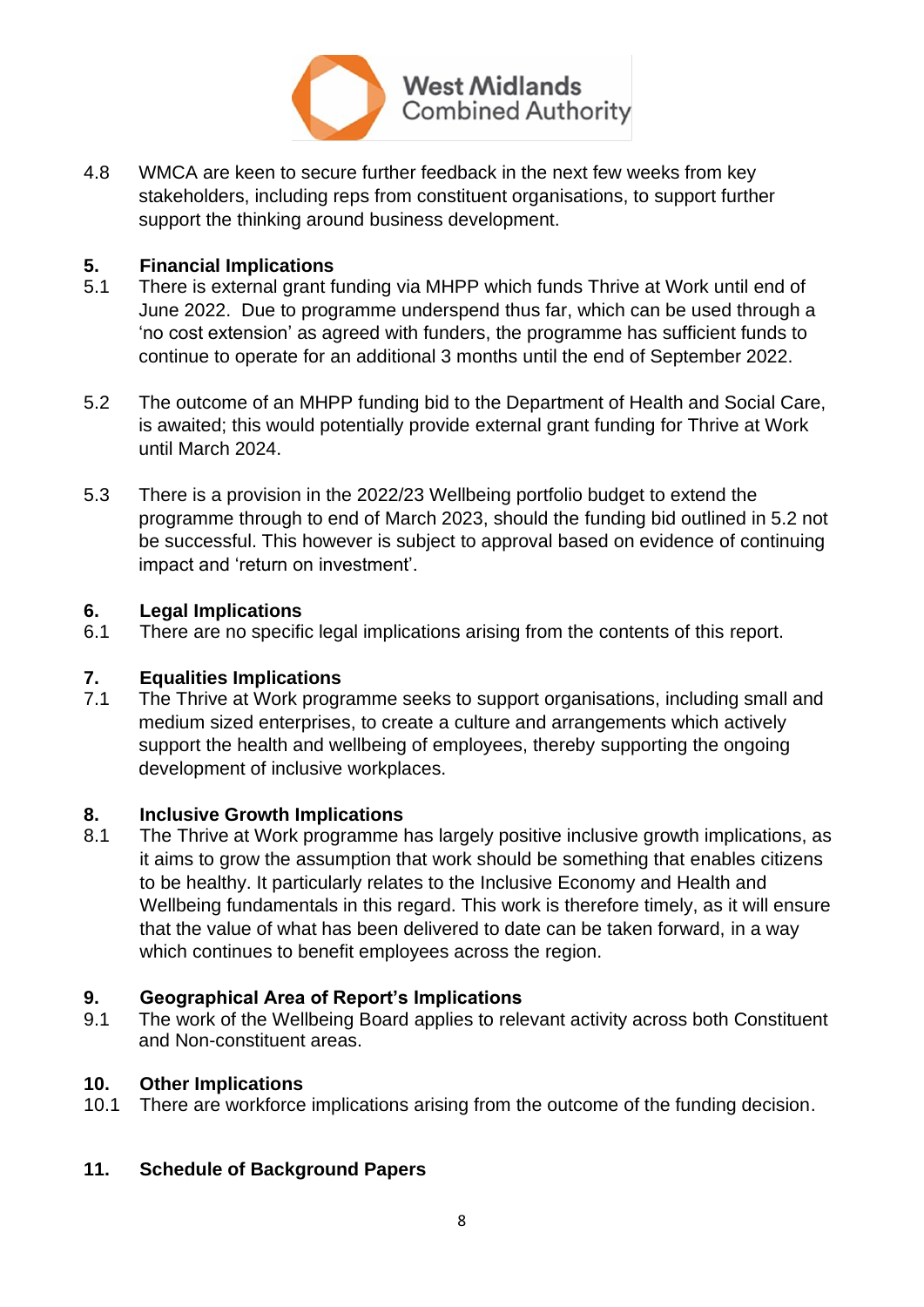4.8 WMCA are keen to secure further feedback in the next few weeks from key stakeholders, including reps from constituent organisations, to support further support the thinking around business development.

## 5. Financial Implications

5.1 There is external grant funding via MHPP which funds Thrive at Work until end of June 2022. Due to programme underspend thus far, which can be used through a 'no cost extension' as agreed with funders, the programme has sufficient funds to continue to operate for an additional 3 months until the end of September 2022.

5.2 The outcome of an MHPP funding bid to the Department of Health and Social Care, is awaited; this would potentially provide external grant funding for Thrive at Work until March 2024.

5.3 There is a provision in the 2022/23 Wellbeing portfolio budget to extend the programme through to end of March 2023, should the funding bid outlined in 5.2 not be successful. This however is subject to approval based on evidence of continuing impact and 'return on investment'.

## 6. Legal Implications

6.1 There are no specific legal implications arising from the contents of this report.

## 7. Equalities Implications

7.1 The Thrive at Work programme seeks to support organisations, including small and medium sized enterprises, to create a culture and arrangements which actively support the health and wellbeing of employees, thereby supporting the ongoing development of inclusive workplaces.

## 8. Inclusive Growth Implications

8.1 The Thrive at Work programme has largely positive inclusive growth implications, as it aims to grow the assumption that work should be something that enables citizens to be healthy. It particularly relates to the Inclusive Economy and Health and Wellbeing fundamentals in this regard. This work is therefore timely, as it will ensure that the value of what has been delivered to date can be taken forward, in a way which continues to benefit employees across the region.

## 9. Geographical Area of Report's Implications

9.1 The work of the Wellbeing Board applies to relevant activity across both Constituent and Non-constituent areas.

## 10. Other Implications

10.1 There are workforce implications arising from the outcome of the funding decision.

## 11. Schedule of Background Papers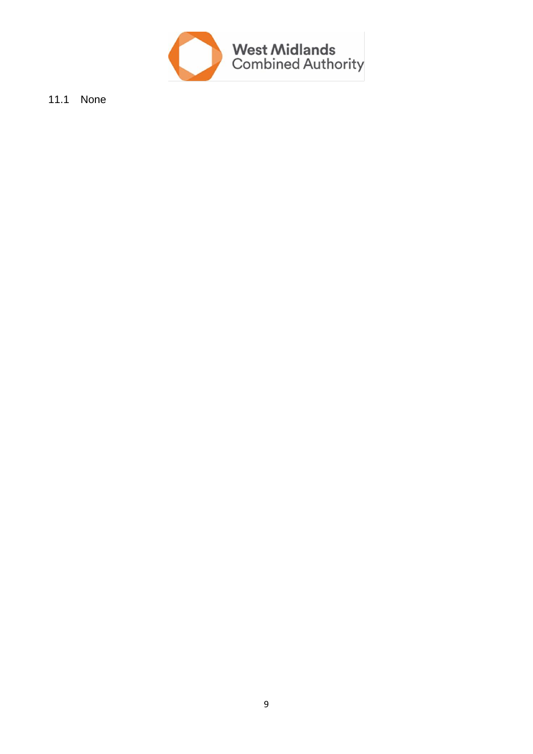11.1 None